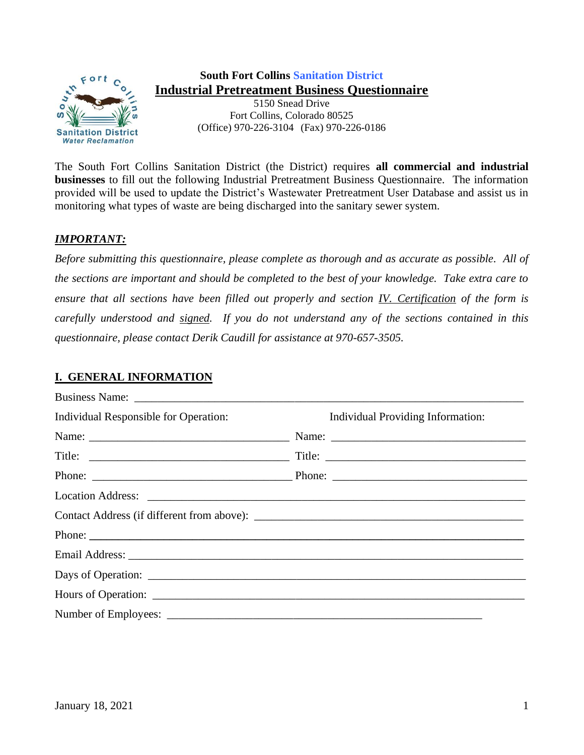**South Fort Collins Sanitation District**

# Industrial Pretreatment Business Questionnaire

5150 Snead Drive
Fort Collins, Colorado 80525
(Office) 970-226-3104 (Fax) 970-226-0186

The South Fort Collins Sanitation District (the District) requires **all commercial and industrial businesses** to fill out the following Industrial Pretreatment Business Questionnaire. The information provided will be used to update the District's Wastewater Pretreatment User Database and assist us in monitoring what types of waste are being discharged into the sanitary sewer system.

***IMPORTANT:***

*Before submitting this questionnaire, please complete as thorough and as accurate as possible. All of the sections are important and should be completed to the best of your knowledge. Take extra care to ensure that all sections have been filled out properly and section IV. Certification of the form is carefully understood and signed. If you do not understand any of the sections contained in this questionnaire, please contact Derik Caudill for assistance at 970-657-3505.*

## I. GENERAL INFORMATION

Business Name: ______________________________________________

| Individual Responsible for Operation: | Individual Providing Information: |
|---|---|
| Name: ______________________ | Name: ______________________ |
| Title: ______________________ | Title: ______________________ |
| Phone: ______________________ | Phone: ______________________ |

Location Address: ______________________________________________

Contact Address (if different from above): ______________________________

Phone: ______________________________________________

Email Address: ______________________________________________

Days of Operation: ______________________________________________

Hours of Operation: ______________________________________________

Number of Employees: ______________________________________

January 18, 2021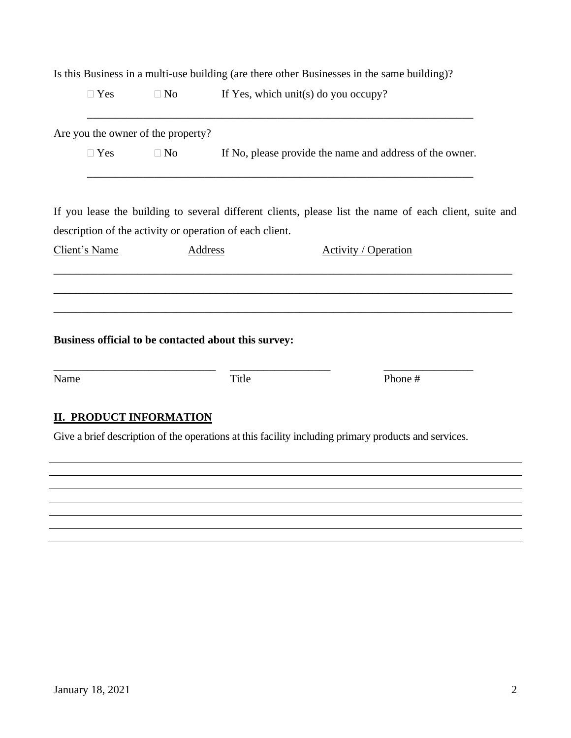Is this Business in a multi-use building (are there other Businesses in the same building)?

☐ Yes ☐ No If Yes, which unit(s) do you occupy?

______________________________________________________________________

Are you the owner of the property?

☐ Yes ☐ No If No, please provide the name and address of the owner.

______________________________________________________________________

If you lease the building to several different clients, please list the name of each client, suite and description of the activity or operation of each client.

| Client's Name | Address | Activity / Operation |
|---|---|---|
| | | |
| | | |
| | | |

**Business official to be contacted about this survey:**

| Name | Title | Phone # |
|---|---|---|
| | | |

## II. PRODUCT INFORMATION

Give a brief description of the operations at this facility including primary products and services.

______________________________________________________________________

______________________________________________________________________

______________________________________________________________________

______________________________________________________________________

______________________________________________________________________

______________________________________________________________________

______________________________________________________________________

January 18, 2021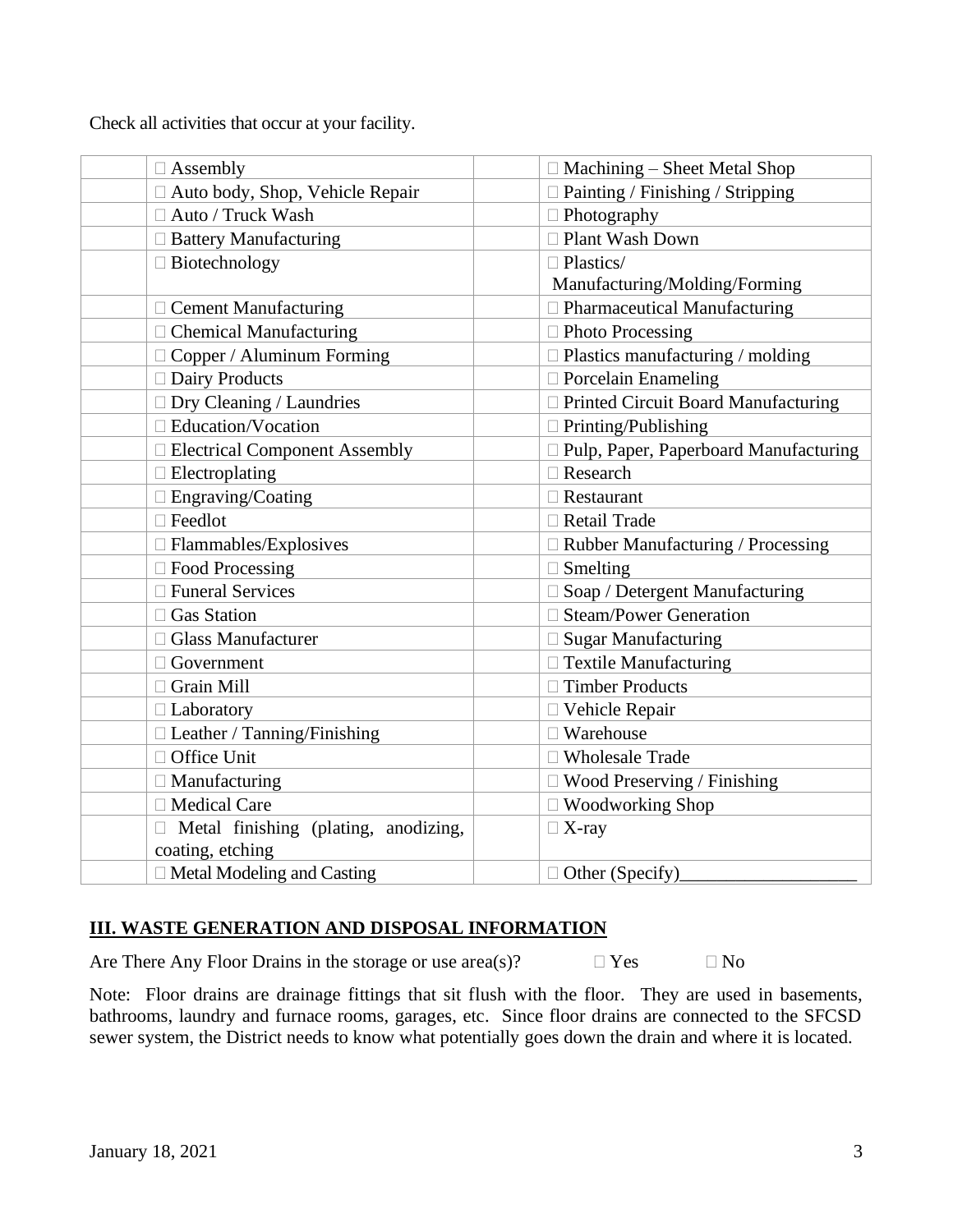Check all activities that occur at your facility.

| | | | |
|---|---|---|---|
| | ☐ Assembly | | ☐ Machining – Sheet Metal Shop |
| | ☐ Auto body, Shop, Vehicle Repair | | ☐ Painting / Finishing / Stripping |
| | ☐ Auto / Truck Wash | | ☐ Photography |
| | ☐ Battery Manufacturing | | ☐ Plant Wash Down |
| | ☐ Biotechnology | | ☐ Plastics/ Manufacturing/Molding/Forming |
| | ☐ Cement Manufacturing | | ☐ Pharmaceutical Manufacturing |
| | ☐ Chemical Manufacturing | | ☐ Photo Processing |
| | ☐ Copper / Aluminum Forming | | ☐ Plastics manufacturing / molding |
| | ☐ Dairy Products | | ☐ Porcelain Enameling |
| | ☐ Dry Cleaning / Laundries | | ☐ Printed Circuit Board Manufacturing |
| | ☐ Education/Vocation | | ☐ Printing/Publishing |
| | ☐ Electrical Component Assembly | | ☐ Pulp, Paper, Paperboard Manufacturing |
| | ☐ Electroplating | | ☐ Research |
| | ☐ Engraving/Coating | | ☐ Restaurant |
| | ☐ Feedlot | | ☐ Retail Trade |
| | ☐ Flammables/Explosives | | ☐ Rubber Manufacturing / Processing |
| | ☐ Food Processing | | ☐ Smelting |
| | ☐ Funeral Services | | ☐ Soap / Detergent Manufacturing |
| | ☐ Gas Station | | ☐ Steam/Power Generation |
| | ☐ Glass Manufacturer | | ☐ Sugar Manufacturing |
| | ☐ Government | | ☐ Textile Manufacturing |
| | ☐ Grain Mill | | ☐ Timber Products |
| | ☐ Laboratory | | ☐ Vehicle Repair |
| | ☐ Leather / Tanning/Finishing | | ☐ Warehouse |
| | ☐ Office Unit | | ☐ Wholesale Trade |
| | ☐ Manufacturing | | ☐ Wood Preserving / Finishing |
| | ☐ Medical Care | | ☐ Woodworking Shop |
| | ☐ Metal finishing (plating, anodizing, coating, etching | | ☐ X-ray |
| | ☐ Metal Modeling and Casting | | ☐ Other (Specify)___________________ |

## III. WASTE GENERATION AND DISPOSAL INFORMATION

Are There Any Floor Drains in the storage or use area(s)? ☐ Yes ☐ No

Note: Floor drains are drainage fittings that sit flush with the floor. They are used in basements, bathrooms, laundry and furnace rooms, garages, etc. Since floor drains are connected to the SFCSD sewer system, the District needs to know what potentially goes down the drain and where it is located.

January 18, 2021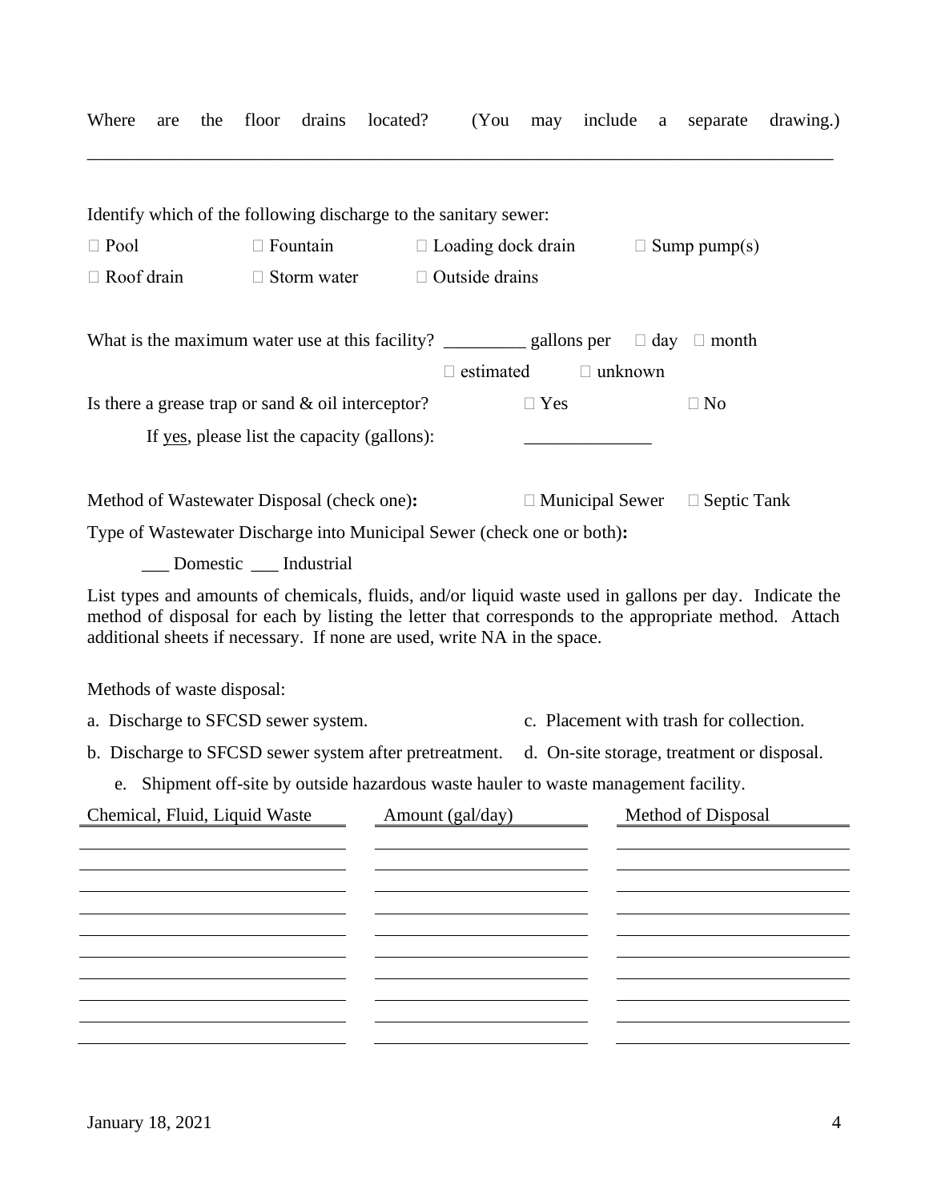Where are the floor drains located? (You may include a separate drawing.)

\_\_\_\_\_\_\_\_\_\_\_\_\_\_\_\_\_\_\_\_\_\_\_\_\_\_\_\_\_\_\_\_\_\_\_\_\_\_\_\_\_\_\_\_\_\_\_\_\_\_\_\_\_\_\_\_\_\_\_\_\_\_\_\_\_\_\_\_\_\_\_\_\_\_\_\_\_\_

Identify which of the following discharge to the sanitary sewer:

☐ Pool ☐ Fountain ☐ Loading dock drain ☐ Sump pump(s)

☐ Roof drain ☐ Storm water ☐ Outside drains

What is the maximum water use at this facility? \_\_\_\_\_\_\_\_\_ gallons per ☐ day ☐ month

☐ estimated ☐ unknown

Is there a grease trap or sand & oil interceptor? ☐ Yes ☐ No

If yes, please list the capacity (gallons): \_\_\_\_\_\_\_\_\_\_\_\_\_\_

Method of Wastewater Disposal (check one): ☐ Municipal Sewer ☐ Septic Tank

Type of Wastewater Discharge into Municipal Sewer (check one or both):

\_\_\_ Domestic \_\_\_ Industrial

List types and amounts of chemicals, fluids, and/or liquid waste used in gallons per day. Indicate the method of disposal for each by listing the letter that corresponds to the appropriate method. Attach additional sheets if necessary. If none are used, write NA in the space.

Methods of waste disposal:

a. Discharge to SFCSD sewer system.

b. Discharge to SFCSD sewer system after pretreatment.

c. Placement with trash for collection.

d. On-site storage, treatment or disposal.

e. Shipment off-site by outside hazardous waste hauler to waste management facility.

| Chemical, Fluid, Liquid Waste | Amount (gal/day) | Method of Disposal |
|---|---|---|
| | | |
| | | |
| | | |
| | | |
| | | |
| | | |
| | | |
| | | |
| | | |
| | | |

January 18, 2021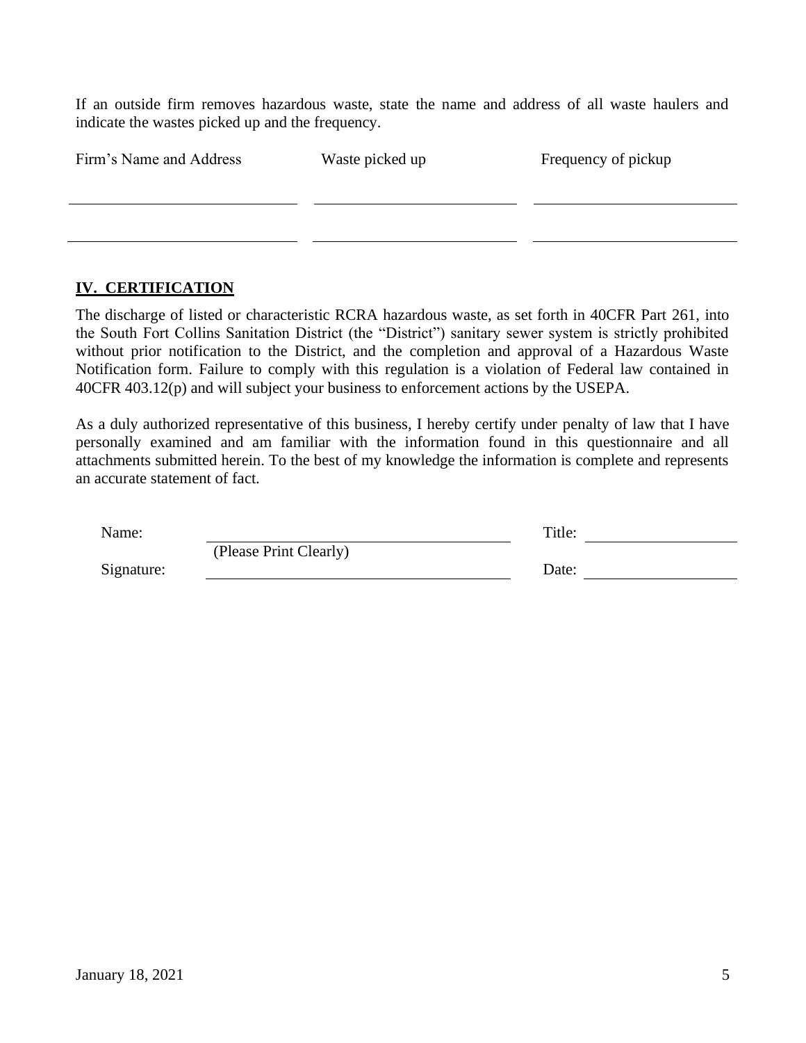If an outside firm removes hazardous waste, state the name and address of all waste haulers and indicate the wastes picked up and the frequency.

| Firm's Name and Address | Waste picked up | Frequency of pickup |
|---|---|---|
| | | |
| | | |

## IV. CERTIFICATION

The discharge of listed or characteristic RCRA hazardous waste, as set forth in 40CFR Part 261, into the South Fort Collins Sanitation District (the "District") sanitary sewer system is strictly prohibited without prior notification to the District, and the completion and approval of a Hazardous Waste Notification form. Failure to comply with this regulation is a violation of Federal law contained in 40CFR 403.12(p) and will subject your business to enforcement actions by the USEPA.

As a duly authorized representative of this business, I hereby certify under penalty of law that I have personally examined and am familiar with the information found in this questionnaire and all attachments submitted herein. To the best of my knowledge the information is complete and represents an accurate statement of fact.

Name: ______________________________ Title: ________________

(Please Print Clearly)

Signature: ______________________________ Date: ________________

January 18, 2021